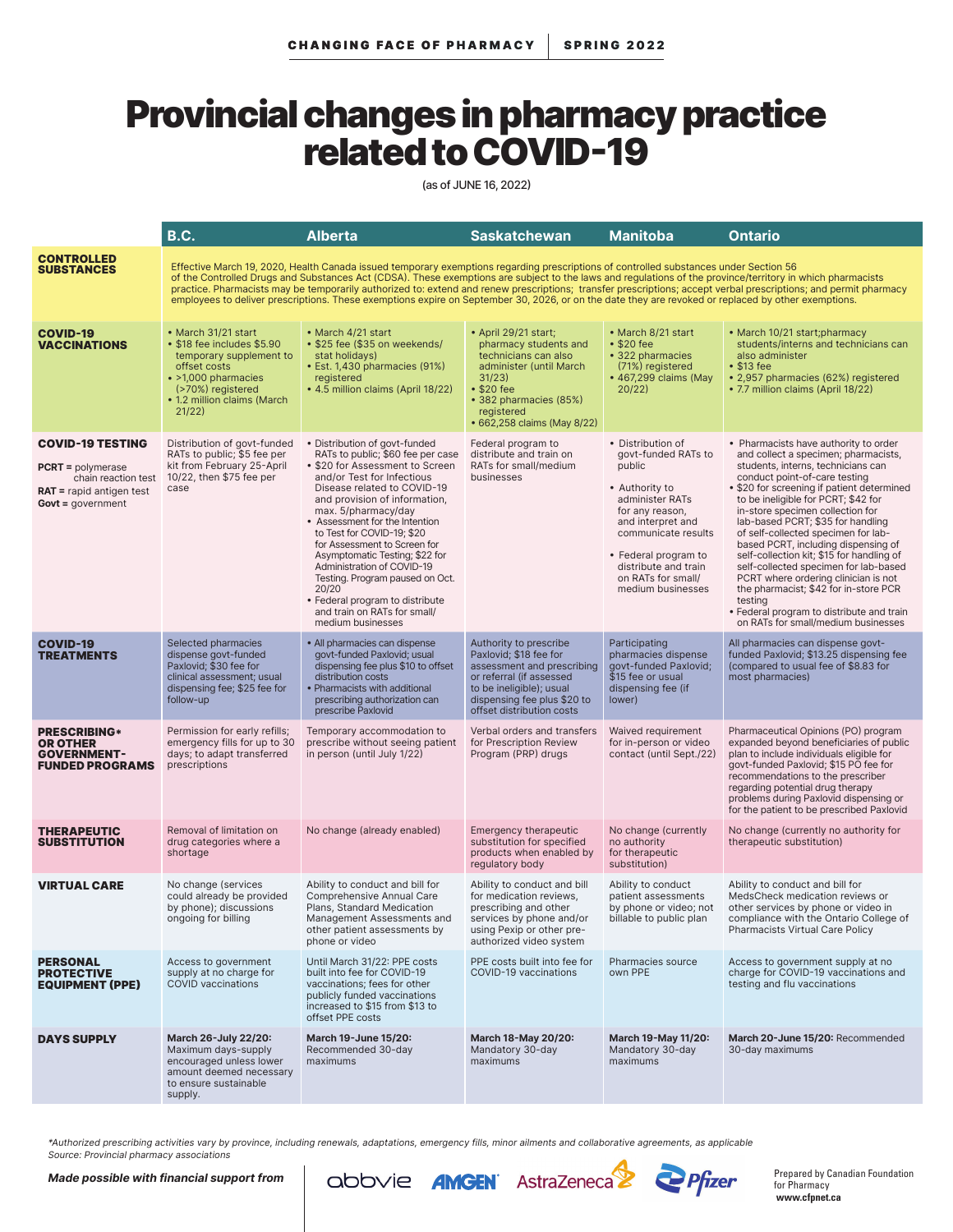# Provincial changes in pharmacy practice related to COVID-19

(as of JUNE 16, 2022)

| | B.C. | Alberta | Saskatchewan | Manitoba | Ontario |
|---|---|---|---|---|---|
| **CONTROLLED SUBSTANCES** | Effective March 19, 2020, Health Canada issued temporary exemptions regarding prescriptions of controlled substances under Section 56 of the Controlled Drugs and Substances Act (CDSA). These exemptions are subject to the laws and regulations of the province/territory in which pharmacists practice. Pharmacists may be temporarily authorized to: extend and renew prescriptions; transfer prescriptions; accept verbal prescriptions; and permit pharmacy employees to deliver prescriptions. These exemptions expire on September 30, 2026, or on the date they are revoked or replaced by other exemptions. | | | | |
| **COVID-19 VACCINATIONS** | • March 31/21 start<br>• $18 fee includes $5.90 temporary supplement to offset costs<br>• >1,000 pharmacies (>70%) registered<br>• 1.2 million claims (March 21/22) | • March 4/21 start<br>• $25 fee ($35 on weekends/ stat holidays)<br>• Est. 1,430 pharmacies (91%) registered<br>• 4.5 million claims (April 18/22) | • April 29/21 start; pharmacy students and technicians can also administer (until March 31/23)<br>• $20 fee<br>• 382 pharmacies (85%) registered<br>• 662,258 claims (May 8/22) | • March 8/21 start<br>• $20 fee<br>• 322 pharmacies (71%) registered<br>• 467,299 claims (May 20/22) | • March 10/21 start;pharmacy students/interns and technicians can also administer<br>• $13 fee<br>• 2,957 pharmacies (62%) registered<br>• 7.7 million claims (April 18/22) |
| **COVID-19 TESTING**<br>**PCRT** = polymerase chain reaction test<br>**RAT** = rapid antigen test<br>**Govt** = government | Distribution of govt-funded RATs to public; $5 fee per kit from February 25-April 10/22, then $75 fee per case | • Distribution of govt-funded RATs to public; $60 fee per case<br>• $20 for Assessment to Screen and/or Test for Infectious Disease related to COVID-19 and provision of information, max. 5/pharmacy/day<br>• Assessment for the Intention to Test for COVID-19; $20 for Assessment to Screen for Asymptomatic Testing; $22 for Administration of COVID-19 Testing. Program paused on Oct. 20/20<br>• Federal program to distribute and train on RATs for small/ medium businesses | Federal program to distribute and train on RATs for small/medium businesses | • Distribution of govt-funded RATs to public<br>• Authority to administer RATs for any reason, and interpret and communicate results<br>• Federal program to distribute and train on RATs for small/ medium businesses | • Pharmacists have authority to order and collect a specimen; pharmacists, students, interns, technicians can conduct point-of-care testing<br>• $20 for screening if patient determined to be ineligible for PCRT; $42 for in-store specimen collection for lab-based PCRT; $35 for handling of self-collected specimen for lab-based PCRT, including dispensing of self-collection kit; $15 for handling of self-collected specimen for lab-based PCRT where ordering clinician is not the pharmacist; $42 for in-store PCR testing<br>• Federal program to distribute and train on RATs for small/medium businesses |
| **COVID-19 TREATMENTS** | Selected pharmacies dispense govt-funded Paxlovid; $30 fee for clinical assessment; usual dispensing fee; $25 fee for follow-up | • All pharmacies can dispense govt-funded Paxlovid; usual dispensing fee plus $10 to offset distribution costs<br>• Pharmacists with additional prescribing authorization can prescribe Paxlovid | Authority to prescribe Paxlovid; $18 fee for assessment and prescribing or referral (if assessed to be ineligible); usual dispensing fee plus $20 to offset distribution costs | Participating pharmacies dispense govt-funded Paxlovid; $15 fee or usual dispensing fee (if lower) | All pharmacies can dispense govt-funded Paxlovid; $13.25 dispensing fee (compared to usual fee of $8.83 for most pharmacies) |
| **PRESCRIBING* OR OTHER GOVERNMENT-FUNDED PROGRAMS** | Permission for early refills; emergency fills for up to 30 days; to adapt transferred prescriptions | Temporary accommodation to prescribe without seeing patient in person (until July 1/22) | Verbal orders and transfers for Prescription Review Program (PRP) drugs | Waived requirement for in-person or video contact (until Sept./22) | Pharmaceutical Opinions (PO) program expanded beyond beneficiaries of public plan to include individuals eligible for govt-funded Paxlovid; $15 PO fee for recommendations to the prescriber regarding potential drug therapy problems during Paxlovid dispensing or for the patient to be prescribed Paxlovid |
| **THERAPEUTIC SUBSTITUTION** | Removal of limitation on drug categories where a shortage | No change (already enabled) | Emergency therapeutic substitution for specified products when enabled by regulatory body | No change (currently no authority for therapeutic substitution) | No change (currently no authority for therapeutic substitution) |
| **VIRTUAL CARE** | No change (services could already be provided by phone); discussions ongoing for billing | Ability to conduct and bill for Comprehensive Annual Care Plans, Standard Medication Management Assessments and other patient assessments by phone or video | Ability to conduct and bill for medication reviews, prescribing and other services by phone and/or using Pexip or other pre-authorized video system | Ability to conduct patient assessments by phone or video; not billable to public plan | Ability to conduct and bill for MedsCheck medication reviews or other services by phone or video in compliance with the Ontario College of Pharmacists Virtual Care Policy |
| **PERSONAL PROTECTIVE EQUIPMENT (PPE)** | Access to government supply at no charge for COVID vaccinations | Until March 31/22: PPE costs built into fee for COVID-19 vaccinations; fees for other publicly funded vaccinations increased to $15 from $13 to offset PPE costs | PPE costs built into fee for COVID-19 vaccinations | Pharmacies source own PPE | Access to government supply at no charge for COVID-19 vaccinations and testing and flu vaccinations |
| **DAYS SUPPLY** | **March 26-July 22/20:** Maximum days-supply encouraged unless lower amount deemed necessary to ensure sustainable supply. | **March 19-June 15/20:** Recommended 30-day maximums | **March 18-May 20/20:** Mandatory 30-day maximums | **March 19-May 11/20:** Mandatory 30-day maximums | **March 20-June 15/20:** Recommended 30-day maximums |

*\*Authorized prescribing activities vary by province, including renewals, adaptations, emergency fills, minor ailments and collaborative agreements, as applicable*
*Source: Provincial pharmacy associations*

***Made possible with financial support from*** abbvie, AMGEN, AstraZeneca, Pfizer

Prepared by Canadian Foundation for Pharmacy
**www.cfpnet.ca**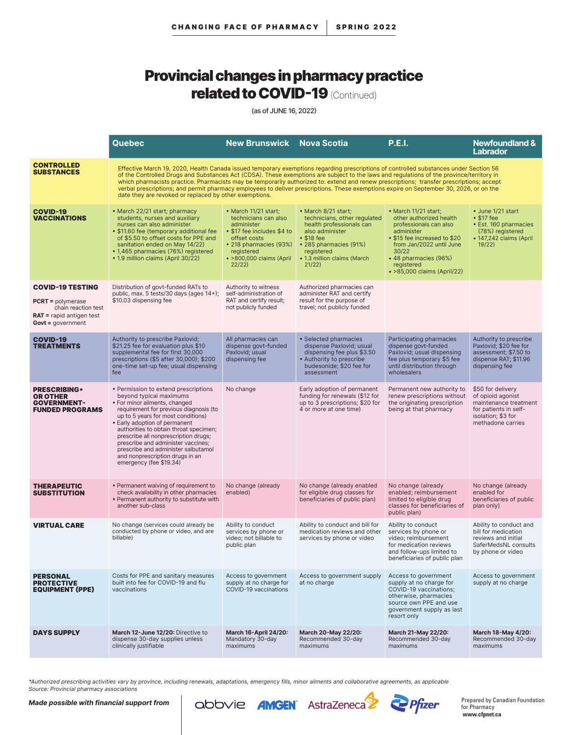# Provincial changes in pharmacy practice related to COVID-19 (Continued)

(as of JUNE 16, 2022)

| | Quebec | New Brunswick | Nova Scotia | P.E.I. | Newfoundland & Labrador |
|---|---|---|---|---|---|
| **CONTROLLED SUBSTANCES** | Effective March 19, 2020, Health Canada issued temporary exemptions regarding prescriptions of controlled substances under Section 56 of the Controlled Drugs and Substances Act (CDSA). These exemptions are subject to the laws and regulations of the province/territory in which pharmacists practice. Pharmacists may be temporarily authorized to: extend and renew prescriptions; transfer prescriptions; accept verbal prescriptions; and permit pharmacy employees to deliver prescriptions. These exemptions expire on September 30, 2026, or on the date they are revoked or replaced by other exemptions. | | | | |
| **COVID-19 VACCINATIONS** | • March 22/21 start; pharmacy students, nurses and auxiliary nurses can also administer<br>• $11.60 fee (temporary additional fee of $5.50 to offset costs for PPE and sanitation ended on May 14/22)<br>• 1,465 pharmacies (76%) registered<br>• 1.9 million claims (April 30/22) | • March 11/21 start; technicians can also administer<br>• $17 fee includes $4 to offset costs<br>• 218 pharmacies (93%) registered<br>• >800,000 claims (April 22/22) | • March 8/21 start; technicians, other regulated health professionals can also administer<br>• $18 fee<br>• 285 pharmacies (91%) registered<br>• 1.3 million claims (March 21/22) | • March 11/21 start; other authorized health professionals can also administer<br>• $15 fee increased to $20 from Jan/2022 until June 30/22<br>• 48 pharmacies (96%) registered<br>• >85,000 claims (April/22) | • June 1/21 start<br>• $17 fee<br>• Est. 160 pharmacies (78%) registered<br>• 147,242 claims (April 19/22) |
| **COVID-19 TESTING**<br>**PCRT** = polymerase chain reaction test<br>**RAT** = rapid antigen test<br>**Govt** = government | Distribution of govt-funded RATs to public, max. 5 tests/30 days (ages 14+); $10.03 dispensing fee | Authority to witness self-administration of RAT and certify result; not publicly funded | Authorized pharmacies can administer RAT and certify result for the purpose of travel; not publicly funded | | |
| **COVID-19 TREATMENTS** | Authority to prescribe Paxlovid; $21.25 fee for evaluation plus $10 supplemental fee for first 30,000 prescriptions ($5 after 30,000); $200 one-time set-up fee; usual dispensing fee | All pharmacies can dispense govt-funded Paxlovid; usual dispensing fee | • Selected pharmacies dispense Paxlovid; usual dispensing fee plus $3.50<br>• Authority to prescribe budesonide; $20 fee for assessment | Participating pharmacies dispense govt-funded Paxlovid; usual dispensing fee plus temporary $5 fee until distribution through wholesalers | Authority to prescribe Paxlovid; $20 fee for assessment; $7.50 to dispense RAT; $11.96 dispensing fee |
| **PRESCRIBING* OR OTHER GOVERNMENT-FUNDED PROGRAMS** | • Permission to extend prescriptions beyond typical maximums<br>• For minor ailments, changed requirement for previous diagnosis (to up to 5 years for most conditions)<br>• Early adoption of permanent authorities to obtain throat specimen; prescribe all nonprescription drugs; prescribe and administer vaccines; prescribe and administer salbutamol and nonprescription drugs in an emergency (fee $19.34) | No change | Early adoption of permanent funding for renewals ($12 for up to 3 prescriptions; $20 for 4 or more at one time) | Permanent new authority to renew prescriptions without the originating prescription being at that pharmacy | $50 for delivery of opioid agonist maintenance treatment for patients in self-isolation; $3 for methadone carries |
| **THERAPEUTIC SUBSTITUTION** | • Permanent waiving of requirement to check availability in other pharmacies<br>• Permanent authority to substitute with another sub-class | No change (already enabled) | No change (already enabled for eligible drug classes for beneficiaries of public plan) | No change (already enabled; reimbursement limited to eligible drug classes for beneficiaries of public plan) | No change (already enabled for beneficiaries of public plan only) |
| **VIRTUAL CARE** | No change (services could already be conducted by phone or video, and are billable) | Ability to conduct services by phone or video; not billable to public plan | Ability to conduct and bill for medication reviews and other services by phone or video | Ability to conduct services by phone or video; reimbursement for medication reviews and follow-ups limited to beneficiaries of public plan | Ability to conduct and bill for medication reviews and initial SaferMedsNL consults by phone or video |
| **PERSONAL PROTECTIVE EQUIPMENT (PPE)** | Costs for PPE and sanitary measures built into fee for COVID-19 and flu vaccinations | Access to government supply at no charge for COVID-19 vaccinations | Access to government supply at no charge | Access to government supply at no charge for COVID-19 vaccinations; otherwise, pharmacies source own PPE and use government supply as last resort only | Access to government supply at no charge |
| **DAYS SUPPLY** | **March 12-June 12/20:** Directive to dispense 30-day supplies unless clinically justifiable | **March 16-April 24/20:** Mandatory 30-day maximums | **March 20-May 22/20:** Recommended 30-day maximums | **March 21-May 22/20:** Recommended 30-day maximums | **March 18-May 4/20:** Recommended 30-day maximums |

*\*Authorized prescribing activities vary by province, including renewals, adaptations, emergency fills, minor ailments and collaborative agreements, as applicable*
*Source: Provincial pharmacy associations*

***Made possible with financial support from*** abbvie, AMGEN, AstraZeneca, Pfizer

Prepared by Canadian Foundation for Pharmacy
**www.cfpnet.ca**